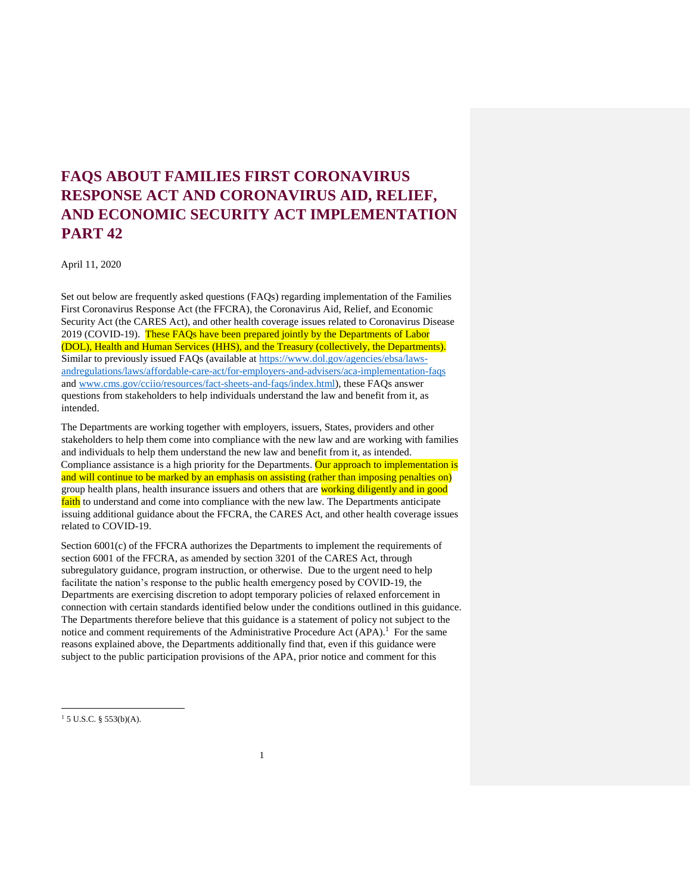# FAQS ABOUT FAMILIES FIRST CORONAVIRUS RESPONSE ACT AND CORONAVIRUS AID, RELIEF, AND ECONOMIC SECURITY ACT IMPLEMENTATION PART 42

April 11, 2020

Set out below are frequently asked questions (FAQs) regarding implementation of the Families First Coronavirus Response Act (the FFCRA), the Coronavirus Aid, Relief, and Economic Security Act (the CARES Act), and other health coverage issues related to Coronavirus Disease 2019 (COVID-19). These FAQs have been prepared jointly by the Departments of Labor (DOL), Health and Human Services (HHS), and the Treasury (collectively, the Departments). Similar to previously issued FAQs (available at [https://www.dol.gov/agencies/ebsa/laws-andregulations/laws/affordable-care-act/for-employers-and-advisers/aca-implementation-faqs](https://www.dol.gov/agencies/ebsa/laws-andregulations/laws/affordable-care-act/for-employers-and-advisers/aca-implementation-faqs) and [www.cms.gov/cciio/resources/fact-sheets-and-faqs/index.html](www.cms.gov/cciio/resources/fact-sheets-and-faqs/index.html)), these FAQs answer questions from stakeholders to help individuals understand the law and benefit from it, as intended.

The Departments are working together with employers, issuers, States, providers and other stakeholders to help them come into compliance with the new law and are working with families and individuals to help them understand the new law and benefit from it, as intended. Compliance assistance is a high priority for the Departments. Our approach to implementation is and will continue to be marked by an emphasis on assisting (rather than imposing penalties on) group health plans, health insurance issuers and others that are working diligently and in good faith to understand and come into compliance with the new law. The Departments anticipate issuing additional guidance about the FFCRA, the CARES Act, and other health coverage issues related to COVID-19.

Section 6001(c) of the FFCRA authorizes the Departments to implement the requirements of section 6001 of the FFCRA, as amended by section 3201 of the CARES Act, through subregulatory guidance, program instruction, or otherwise. Due to the urgent need to help facilitate the nation's response to the public health emergency posed by COVID-19, the Departments are exercising discretion to adopt temporary policies of relaxed enforcement in connection with certain standards identified below under the conditions outlined in this guidance. The Departments therefore believe that this guidance is a statement of policy not subject to the notice and comment requirements of the Administrative Procedure Act (APA).[1] For the same reasons explained above, the Departments additionally find that, even if this guidance were subject to the public participation provisions of the APA, prior notice and comment for this

[1] 5 U.S.C. § 553(b)(A).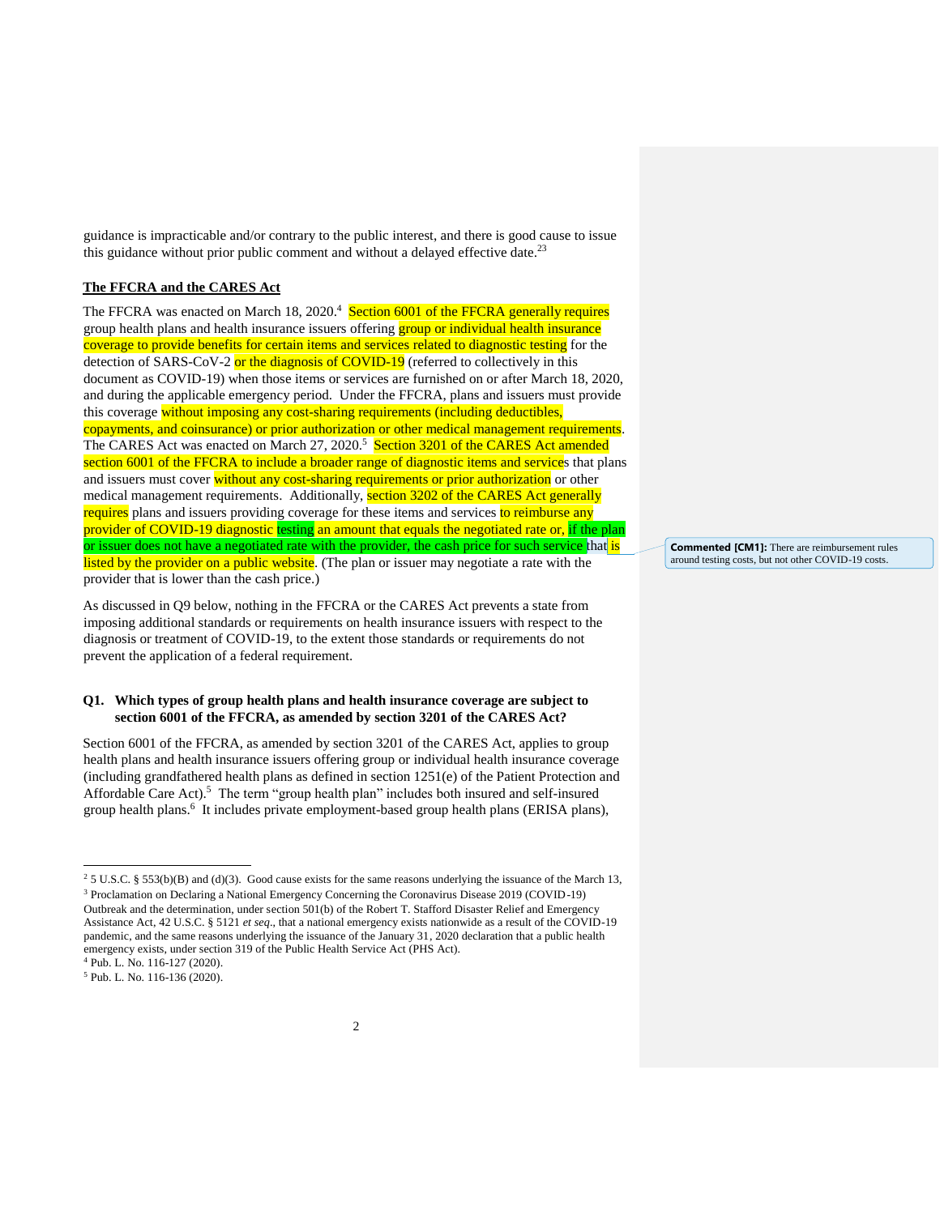guidance is impracticable and/or contrary to the public interest, and there is good cause to issue this guidance without prior public comment and without a delayed effective date.[2,3]

**The FFCRA and the CARES Act**

The FFCRA was enacted on March 18, 2020.[4] Section 6001 of the FFCRA generally requires group health plans and health insurance issuers offering group or individual health insurance coverage to provide benefits for certain items and services related to diagnostic testing for the detection of SARS-CoV-2 or the diagnosis of COVID-19 (referred to collectively in this document as COVID-19) when those items or services are furnished on or after March 18, 2020, and during the applicable emergency period. Under the FFCRA, plans and issuers must provide this coverage without imposing any cost-sharing requirements (including deductibles, copayments, and coinsurance) or prior authorization or other medical management requirements. The CARES Act was enacted on March 27, 2020.[5] Section 3201 of the CARES Act amended section 6001 of the FFCRA to include a broader range of diagnostic items and services that plans and issuers must cover without any cost-sharing requirements or prior authorization or other medical management requirements. Additionally, section 3202 of the CARES Act generally requires plans and issuers providing coverage for these items and services to reimburse any provider of COVID-19 diagnostic testing an amount that equals the negotiated rate or, if the plan or issuer does not have a negotiated rate with the provider, the cash price for such service that is listed by the provider on a public website. (The plan or issuer may negotiate a rate with the provider that is lower than the cash price.)

**Commented [CM1]:** There are reimbursement rules around testing costs, but not other COVID-19 costs.

As discussed in Q9 below, nothing in the FFCRA or the CARES Act prevents a state from imposing additional standards or requirements on health insurance issuers with respect to the diagnosis or treatment of COVID-19, to the extent those standards or requirements do not prevent the application of a federal requirement.

**Q1. Which types of group health plans and health insurance coverage are subject to section 6001 of the FFCRA, as amended by section 3201 of the CARES Act?**

Section 6001 of the FFCRA, as amended by section 3201 of the CARES Act, applies to group health plans and health insurance issuers offering group or individual health insurance coverage (including grandfathered health plans as defined in section 1251(e) of the Patient Protection and Affordable Care Act).[5] The term "group health plan" includes both insured and self-insured group health plans.[6] It includes private employment-based group health plans (ERISA plans),

---

[2] 5 U.S.C. § 553(b)(B) and (d)(3). Good cause exists for the same reasons underlying the issuance of the March 13,

[3] Proclamation on Declaring a National Emergency Concerning the Coronavirus Disease 2019 (COVID-19) Outbreak and the determination, under section 501(b) of the Robert T. Stafford Disaster Relief and Emergency Assistance Act, 42 U.S.C. § 5121 *et seq*., that a national emergency exists nationwide as a result of the COVID-19 pandemic, and the same reasons underlying the issuance of the January 31, 2020 declaration that a public health emergency exists, under section 319 of the Public Health Service Act (PHS Act).

[4] Pub. L. No. 116-127 (2020).

[5] Pub. L. No. 116-136 (2020).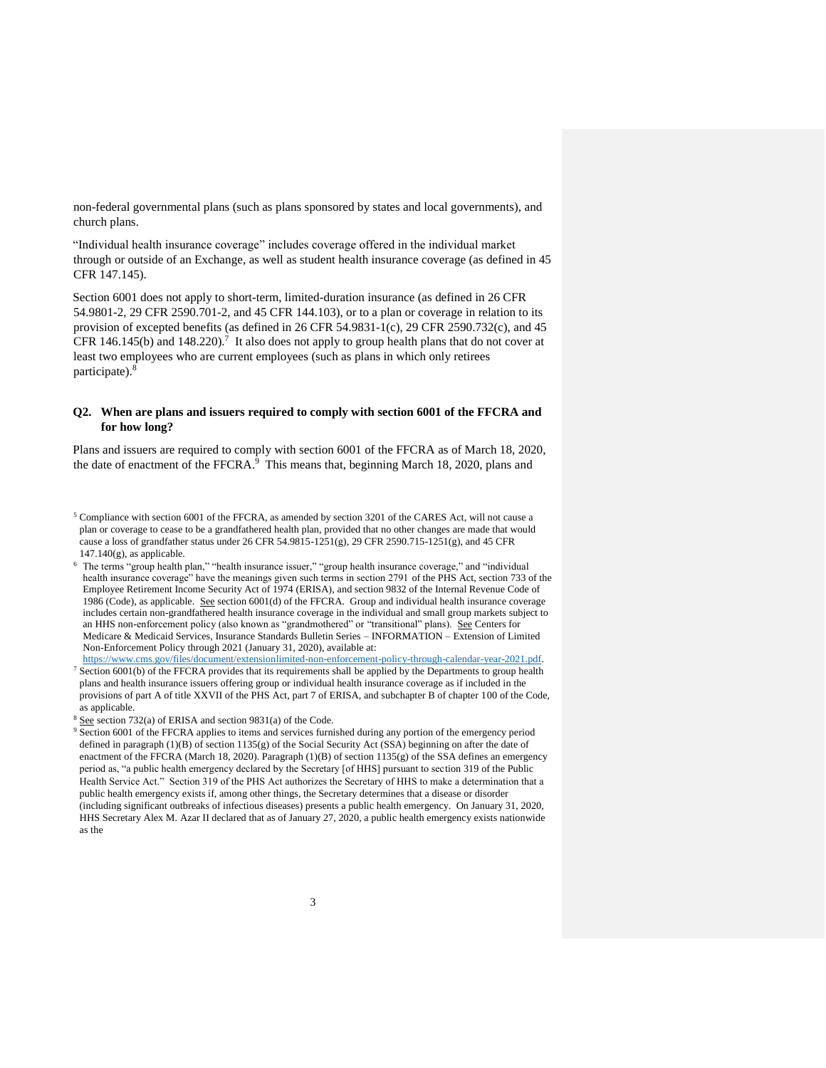non-federal governmental plans (such as plans sponsored by states and local governments), and church plans.

"Individual health insurance coverage" includes coverage offered in the individual market through or outside of an Exchange, as well as student health insurance coverage (as defined in 45 CFR 147.145).

Section 6001 does not apply to short-term, limited-duration insurance (as defined in 26 CFR 54.9801-2, 29 CFR 2590.701-2, and 45 CFR 144.103), or to a plan or coverage in relation to its provision of excepted benefits (as defined in 26 CFR 54.9831-1(c), 29 CFR 2590.732(c), and 45 CFR 146.145(b) and 148.220).[7] It also does not apply to group health plans that do not cover at least two employees who are current employees (such as plans in which only retirees participate).[8]

**Q2. When are plans and issuers required to comply with section 6001 of the FFCRA and for how long?**

Plans and issuers are required to comply with section 6001 of the FFCRA as of March 18, 2020, the date of enactment of the FFCRA.[9] This means that, beginning March 18, 2020, plans and

---

[5] Compliance with section 6001 of the FFCRA, as amended by section 3201 of the CARES Act, will not cause a plan or coverage to cease to be a grandfathered health plan, provided that no other changes are made that would cause a loss of grandfather status under 26 CFR 54.9815-1251(g), 29 CFR 2590.715-1251(g), and 45 CFR 147.140(g), as applicable.

[6] The terms "group health plan," "health insurance issuer," "group health insurance coverage," and "individual health insurance coverage" have the meanings given such terms in section 2791 of the PHS Act, section 733 of the Employee Retirement Income Security Act of 1974 (ERISA), and section 9832 of the Internal Revenue Code of 1986 (Code), as applicable. See section 6001(d) of the FFCRA. Group and individual health insurance coverage includes certain non-grandfathered health insurance coverage in the individual and small group markets subject to an HHS non-enforcement policy (also known as "grandmothered" or "transitional" plans). See Centers for Medicare & Medicaid Services, Insurance Standards Bulletin Series – INFORMATION – Extension of Limited Non-Enforcement Policy through 2021 (January 31, 2020), available at: https://www.cms.gov/files/document/extensionlimited-non-enforcement-policy-through-calendar-year-2021.pdf.

[7] Section 6001(b) of the FFCRA provides that its requirements shall be applied by the Departments to group health plans and health insurance issuers offering group or individual health insurance coverage as if included in the provisions of part A of title XXVII of the PHS Act, part 7 of ERISA, and subchapter B of chapter 100 of the Code, as applicable.

[8] See section 732(a) of ERISA and section 9831(a) of the Code.

[9] Section 6001 of the FFCRA applies to items and services furnished during any portion of the emergency period defined in paragraph (1)(B) of section 1135(g) of the Social Security Act (SSA) beginning on after the date of enactment of the FFCRA (March 18, 2020). Paragraph (1)(B) of section 1135(g) of the SSA defines an emergency period as, "a public health emergency declared by the Secretary [of HHS] pursuant to section 319 of the Public Health Service Act." Section 319 of the PHS Act authorizes the Secretary of HHS to make a determination that a public health emergency exists if, among other things, the Secretary determines that a disease or disorder (including significant outbreaks of infectious diseases) presents a public health emergency. On January 31, 2020, HHS Secretary Alex M. Azar II declared that as of January 27, 2020, a public health emergency exists nationwide as the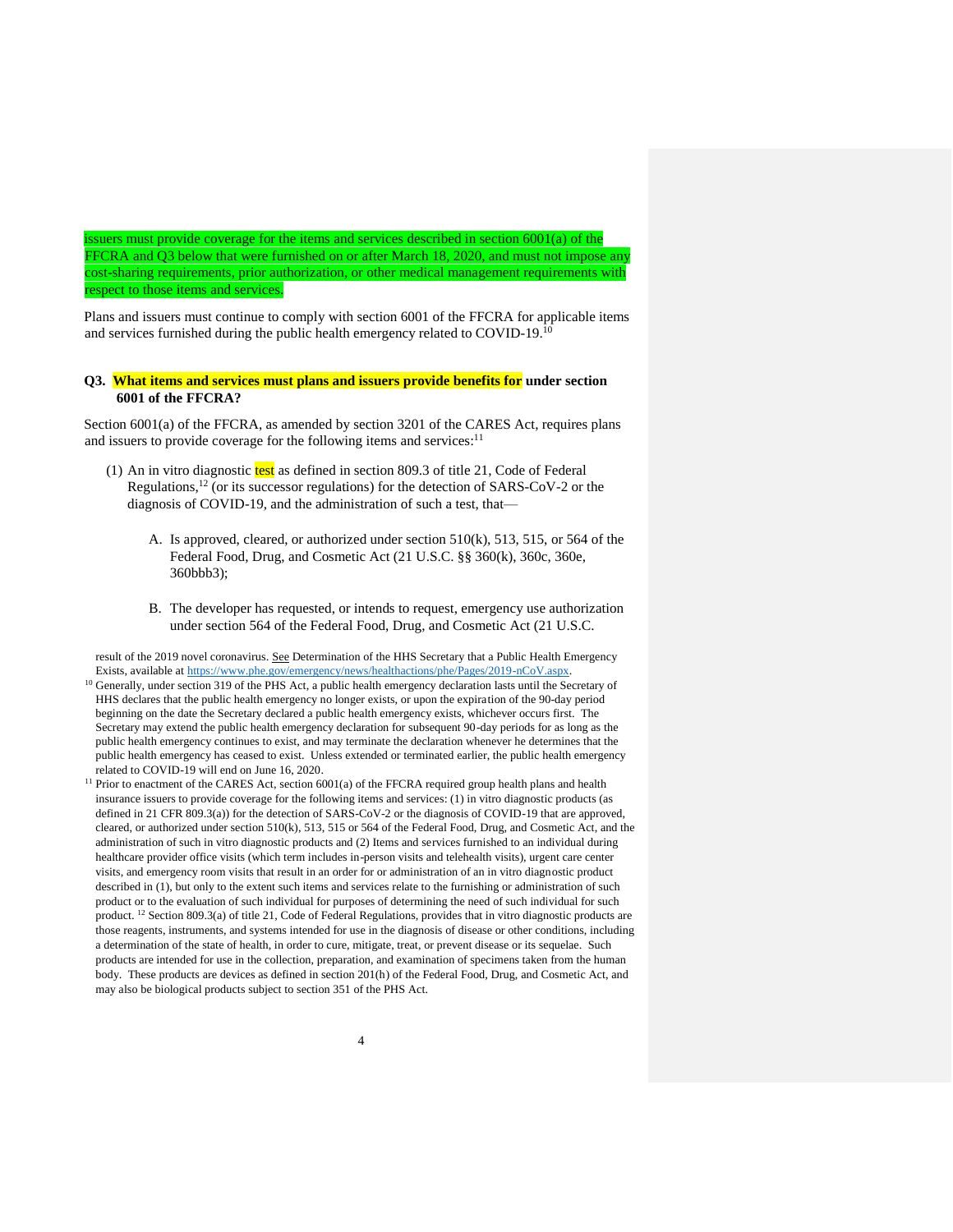issuers must provide coverage for the items and services described in section 6001(a) of the FFCRA and Q3 below that were furnished on or after March 18, 2020, and must not impose any cost-sharing requirements, prior authorization, or other medical management requirements with respect to those items and services.

Plans and issuers must continue to comply with section 6001 of the FFCRA for applicable items and services furnished during the public health emergency related to COVID-19.[10]

**Q3. What items and services must plans and issuers provide benefits for under section 6001 of the FFCRA?**

Section 6001(a) of the FFCRA, as amended by section 3201 of the CARES Act, requires plans and issuers to provide coverage for the following items and services:[11]

(1) An in vitro diagnostic test as defined in section 809.3 of title 21, Code of Federal Regulations,[12] (or its successor regulations) for the detection of SARS-CoV-2 or the diagnosis of COVID-19, and the administration of such a test, that—

   A. Is approved, cleared, or authorized under section 510(k), 513, 515, or 564 of the Federal Food, Drug, and Cosmetic Act (21 U.S.C. §§ 360(k), 360c, 360e, 360bbb3);

   B. The developer has requested, or intends to request, emergency use authorization under section 564 of the Federal Food, Drug, and Cosmetic Act (21 U.S.C.

---

result of the 2019 novel coronavirus. See Determination of the HHS Secretary that a Public Health Emergency Exists, available at https://www.phe.gov/emergency/news/healthactions/phe/Pages/2019-nCoV.aspx.

[10] Generally, under section 319 of the PHS Act, a public health emergency declaration lasts until the Secretary of HHS declares that the public health emergency no longer exists, or upon the expiration of the 90-day period beginning on the date the Secretary declared a public health emergency exists, whichever occurs first. The Secretary may extend the public health emergency declaration for subsequent 90-day periods for as long as the public health emergency continues to exist, and may terminate the declaration whenever he determines that the public health emergency has ceased to exist. Unless extended or terminated earlier, the public health emergency related to COVID-19 will end on June 16, 2020.

[11] Prior to enactment of the CARES Act, section 6001(a) of the FFCRA required group health plans and health insurance issuers to provide coverage for the following items and services: (1) in vitro diagnostic products (as defined in 21 CFR 809.3(a)) for the detection of SARS-CoV-2 or the diagnosis of COVID-19 that are approved, cleared, or authorized under section 510(k), 513, 515 or 564 of the Federal Food, Drug, and Cosmetic Act, and the administration of such in vitro diagnostic products and (2) Items and services furnished to an individual during healthcare provider office visits (which term includes in-person visits and telehealth visits), urgent care center visits, and emergency room visits that result in an order for or administration of an in vitro diagnostic product described in (1), but only to the extent such items and services relate to the furnishing or administration of such product or to the evaluation of such individual for purposes of determining the need of such individual for such product.

[12] Section 809.3(a) of title 21, Code of Federal Regulations, provides that in vitro diagnostic products are those reagents, instruments, and systems intended for use in the diagnosis of disease or other conditions, including a determination of the state of health, in order to cure, mitigate, treat, or prevent disease or its sequelae. Such products are intended for use in the collection, preparation, and examination of specimens taken from the human body. These products are devices as defined in section 201(h) of the Federal Food, Drug, and Cosmetic Act, and may also be biological products subject to section 351 of the PHS Act.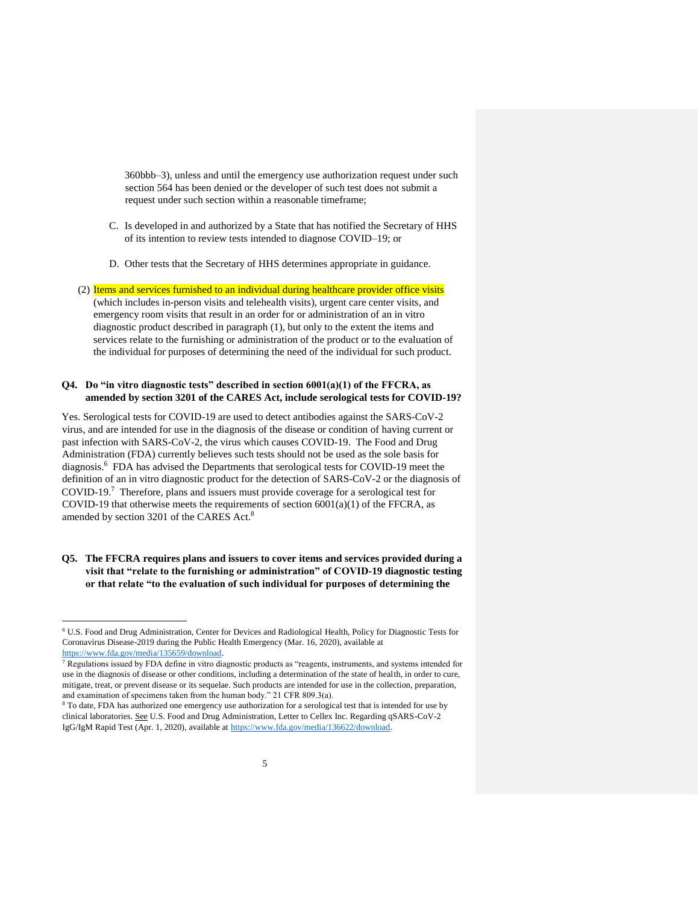360bbb–3), unless and until the emergency use authorization request under such section 564 has been denied or the developer of such test does not submit a request under such section within a reasonable timeframe;

C. Is developed in and authorized by a State that has notified the Secretary of HHS of its intention to review tests intended to diagnose COVID–19; or

D. Other tests that the Secretary of HHS determines appropriate in guidance.

(2) Items and services furnished to an individual during healthcare provider office visits (which includes in-person visits and telehealth visits), urgent care center visits, and emergency room visits that result in an order for or administration of an in vitro diagnostic product described in paragraph (1), but only to the extent the items and services relate to the furnishing or administration of the product or to the evaluation of the individual for purposes of determining the need of the individual for such product.

**Q4. Do "in vitro diagnostic tests" described in section 6001(a)(1) of the FFCRA, as amended by section 3201 of the CARES Act, include serological tests for COVID-19?**

Yes. Serological tests for COVID-19 are used to detect antibodies against the SARS-CoV-2 virus, and are intended for use in the diagnosis of the disease or condition of having current or past infection with SARS-CoV-2, the virus which causes COVID-19. The Food and Drug Administration (FDA) currently believes such tests should not be used as the sole basis for diagnosis.[6] FDA has advised the Departments that serological tests for COVID-19 meet the definition of an in vitro diagnostic product for the detection of SARS-CoV-2 or the diagnosis of COVID-19.[7] Therefore, plans and issuers must provide coverage for a serological test for COVID-19 that otherwise meets the requirements of section 6001(a)(1) of the FFCRA, as amended by section 3201 of the CARES Act.[8]

**Q5. The FFCRA requires plans and issuers to cover items and services provided during a visit that "relate to the furnishing or administration" of COVID-19 diagnostic testing or that relate "to the evaluation of such individual for purposes of determining the**

---

[6] U.S. Food and Drug Administration, Center for Devices and Radiological Health, Policy for Diagnostic Tests for Coronavirus Disease-2019 during the Public Health Emergency (Mar. 16, 2020), available at https://www.fda.gov/media/135659/download.

[7] Regulations issued by FDA define in vitro diagnostic products as "reagents, instruments, and systems intended for use in the diagnosis of disease or other conditions, including a determination of the state of health, in order to cure, mitigate, treat, or prevent disease or its sequelae. Such products are intended for use in the collection, preparation, and examination of specimens taken from the human body." 21 CFR 809.3(a).

[8] To date, FDA has authorized one emergency use authorization for a serological test that is intended for use by clinical laboratories. See U.S. Food and Drug Administration, Letter to Cellex Inc. Regarding qSARS-CoV-2 IgG/IgM Rapid Test (Apr. 1, 2020), available at https://www.fda.gov/media/136622/download.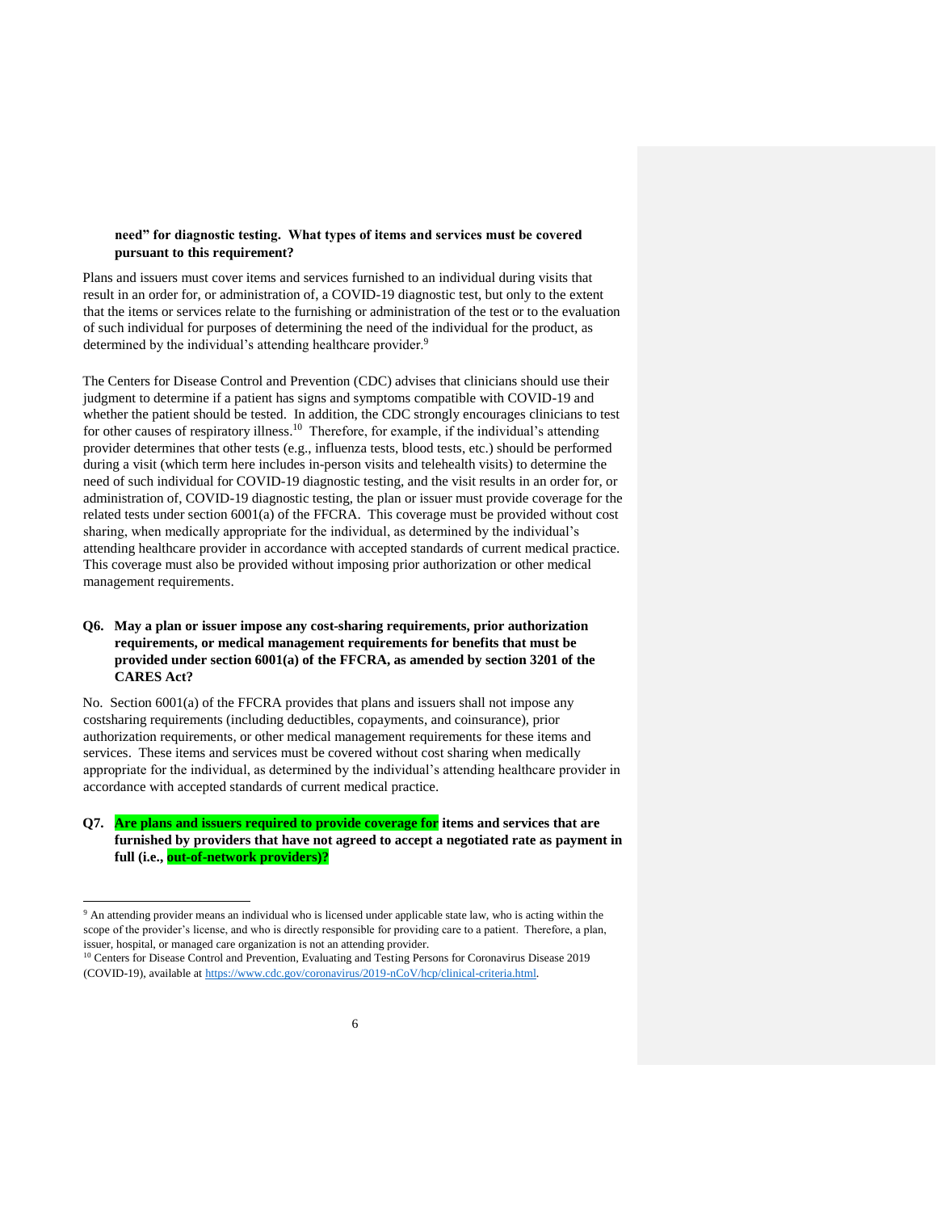**need" for diagnostic testing. What types of items and services must be covered pursuant to this requirement?**

Plans and issuers must cover items and services furnished to an individual during visits that result in an order for, or administration of, a COVID-19 diagnostic test, but only to the extent that the items or services relate to the furnishing or administration of the test or to the evaluation of such individual for purposes of determining the need of the individual for the product, as determined by the individual's attending healthcare provider.[9]

The Centers for Disease Control and Prevention (CDC) advises that clinicians should use their judgment to determine if a patient has signs and symptoms compatible with COVID-19 and whether the patient should be tested. In addition, the CDC strongly encourages clinicians to test for other causes of respiratory illness.[10] Therefore, for example, if the individual's attending provider determines that other tests (e.g., influenza tests, blood tests, etc.) should be performed during a visit (which term here includes in-person visits and telehealth visits) to determine the need of such individual for COVID-19 diagnostic testing, and the visit results in an order for, or administration of, COVID-19 diagnostic testing, the plan or issuer must provide coverage for the related tests under section 6001(a) of the FFCRA. This coverage must be provided without cost sharing, when medically appropriate for the individual, as determined by the individual's attending healthcare provider in accordance with accepted standards of current medical practice. This coverage must also be provided without imposing prior authorization or other medical management requirements.

**Q6. May a plan or issuer impose any cost-sharing requirements, prior authorization requirements, or medical management requirements for benefits that must be provided under section 6001(a) of the FFCRA, as amended by section 3201 of the CARES Act?**

No. Section 6001(a) of the FFCRA provides that plans and issuers shall not impose any costsharing requirements (including deductibles, copayments, and coinsurance), prior authorization requirements, or other medical management requirements for these items and services. These items and services must be covered without cost sharing when medically appropriate for the individual, as determined by the individual's attending healthcare provider in accordance with accepted standards of current medical practice.

**Q7. Are plans and issuers required to provide coverage for items and services that are furnished by providers that have not agreed to accept a negotiated rate as payment in full (i.e., out-of-network providers)?**

---

[9] An attending provider means an individual who is licensed under applicable state law, who is acting within the scope of the provider's license, and who is directly responsible for providing care to a patient. Therefore, a plan, issuer, hospital, or managed care organization is not an attending provider.

[10] Centers for Disease Control and Prevention, Evaluating and Testing Persons for Coronavirus Disease 2019 (COVID-19), available at https://www.cdc.gov/coronavirus/2019-nCoV/hcp/clinical-criteria.html.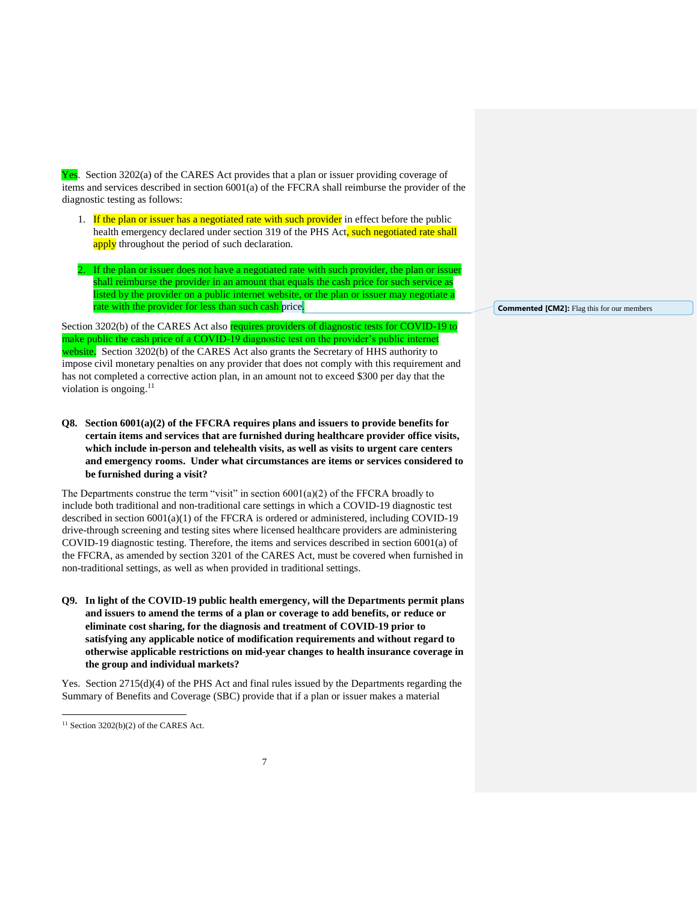Yes. Section 3202(a) of the CARES Act provides that a plan or issuer providing coverage of items and services described in section 6001(a) of the FFCRA shall reimburse the provider of the diagnostic testing as follows:

1. If the plan or issuer has a negotiated rate with such provider in effect before the public health emergency declared under section 319 of the PHS Act, such negotiated rate shall apply throughout the period of such declaration.

2. If the plan or issuer does not have a negotiated rate with such provider, the plan or issuer shall reimburse the provider in an amount that equals the cash price for such service as listed by the provider on a public internet website, or the plan or issuer may negotiate a rate with the provider for less than such cash price.

Commented [CM2]: Flag this for our members

Section 3202(b) of the CARES Act also requires providers of diagnostic tests for COVID-19 to make public the cash price of a COVID-19 diagnostic test on the provider's public internet website. Section 3202(b) of the CARES Act also grants the Secretary of HHS authority to impose civil monetary penalties on any provider that does not comply with this requirement and has not completed a corrective action plan, in an amount not to exceed $300 per day that the violation is ongoing.[11]

**Q8. Section 6001(a)(2) of the FFCRA requires plans and issuers to provide benefits for certain items and services that are furnished during healthcare provider office visits, which include in-person and telehealth visits, as well as visits to urgent care centers and emergency rooms. Under what circumstances are items or services considered to be furnished during a visit?**

The Departments construe the term "visit" in section 6001(a)(2) of the FFCRA broadly to include both traditional and non-traditional care settings in which a COVID-19 diagnostic test described in section 6001(a)(1) of the FFCRA is ordered or administered, including COVID-19 drive-through screening and testing sites where licensed healthcare providers are administering COVID-19 diagnostic testing. Therefore, the items and services described in section 6001(a) of the FFCRA, as amended by section 3201 of the CARES Act, must be covered when furnished in non-traditional settings, as well as when provided in traditional settings.

**Q9. In light of the COVID-19 public health emergency, will the Departments permit plans and issuers to amend the terms of a plan or coverage to add benefits, or reduce or eliminate cost sharing, for the diagnosis and treatment of COVID-19 prior to satisfying any applicable notice of modification requirements and without regard to otherwise applicable restrictions on mid-year changes to health insurance coverage in the group and individual markets?**

Yes. Section 2715(d)(4) of the PHS Act and final rules issued by the Departments regarding the Summary of Benefits and Coverage (SBC) provide that if a plan or issuer makes a material

[11] Section 3202(b)(2) of the CARES Act.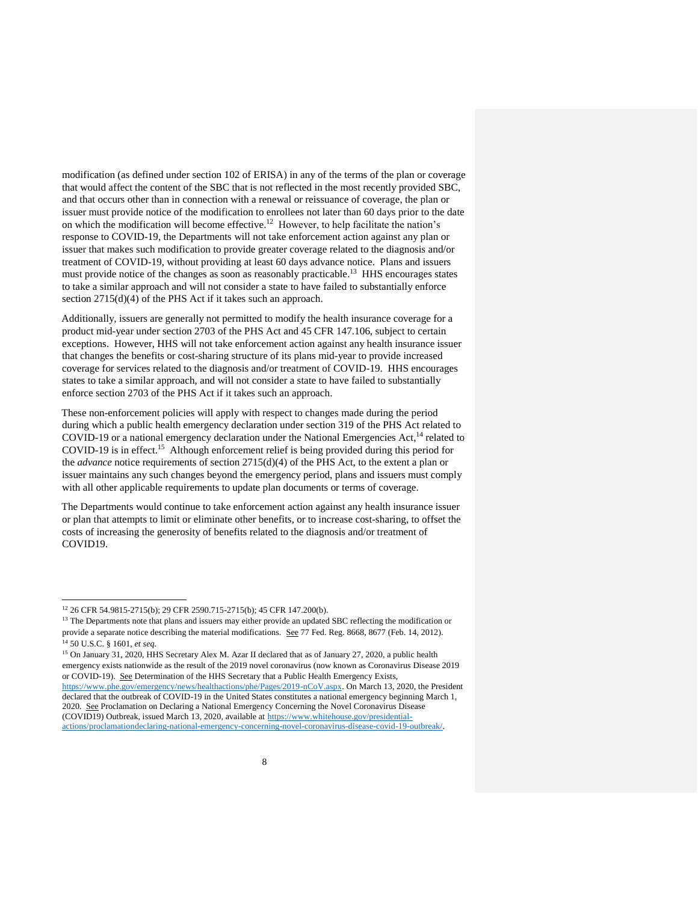modification (as defined under section 102 of ERISA) in any of the terms of the plan or coverage that would affect the content of the SBC that is not reflected in the most recently provided SBC, and that occurs other than in connection with a renewal or reissuance of coverage, the plan or issuer must provide notice of the modification to enrollees not later than 60 days prior to the date on which the modification will become effective.[12] However, to help facilitate the nation's response to COVID-19, the Departments will not take enforcement action against any plan or issuer that makes such modification to provide greater coverage related to the diagnosis and/or treatment of COVID-19, without providing at least 60 days advance notice. Plans and issuers must provide notice of the changes as soon as reasonably practicable.[13] HHS encourages states to take a similar approach and will not consider a state to have failed to substantially enforce section 2715(d)(4) of the PHS Act if it takes such an approach.

Additionally, issuers are generally not permitted to modify the health insurance coverage for a product mid-year under section 2703 of the PHS Act and 45 CFR 147.106, subject to certain exceptions. However, HHS will not take enforcement action against any health insurance issuer that changes the benefits or cost-sharing structure of its plans mid-year to provide increased coverage for services related to the diagnosis and/or treatment of COVID-19. HHS encourages states to take a similar approach, and will not consider a state to have failed to substantially enforce section 2703 of the PHS Act if it takes such an approach.

These non-enforcement policies will apply with respect to changes made during the period during which a public health emergency declaration under section 319 of the PHS Act related to COVID-19 or a national emergency declaration under the National Emergencies Act,[14] related to COVID-19 is in effect.[15] Although enforcement relief is being provided during this period for the *advance* notice requirements of section 2715(d)(4) of the PHS Act, to the extent a plan or issuer maintains any such changes beyond the emergency period, plans and issuers must comply with all other applicable requirements to update plan documents or terms of coverage.

The Departments would continue to take enforcement action against any health insurance issuer or plan that attempts to limit or eliminate other benefits, or to increase cost-sharing, to offset the costs of increasing the generosity of benefits related to the diagnosis and/or treatment of COVID19.

---

[12] 26 CFR 54.9815-2715(b); 29 CFR 2590.715-2715(b); 45 CFR 147.200(b).

[13] The Departments note that plans and issuers may either provide an updated SBC reflecting the modification or provide a separate notice describing the material modifications. See 77 Fed. Reg. 8668, 8677 (Feb. 14, 2012).

[14] 50 U.S.C. § 1601, *et seq.*

[15] On January 31, 2020, HHS Secretary Alex M. Azar II declared that as of January 27, 2020, a public health emergency exists nationwide as the result of the 2019 novel coronavirus (now known as Coronavirus Disease 2019 or COVID-19). See Determination of the HHS Secretary that a Public Health Emergency Exists, https://www.phe.gov/emergency/news/healthactions/phe/Pages/2019-nCoV.aspx. On March 13, 2020, the President declared that the outbreak of COVID-19 in the United States constitutes a national emergency beginning March 1, 2020. See Proclamation on Declaring a National Emergency Concerning the Novel Coronavirus Disease (COVID19) Outbreak, issued March 13, 2020, available at https://www.whitehouse.gov/presidential-actions/proclamationdeclaring-national-emergency-concerning-novel-coronavirus-disease-covid-19-outbreak/.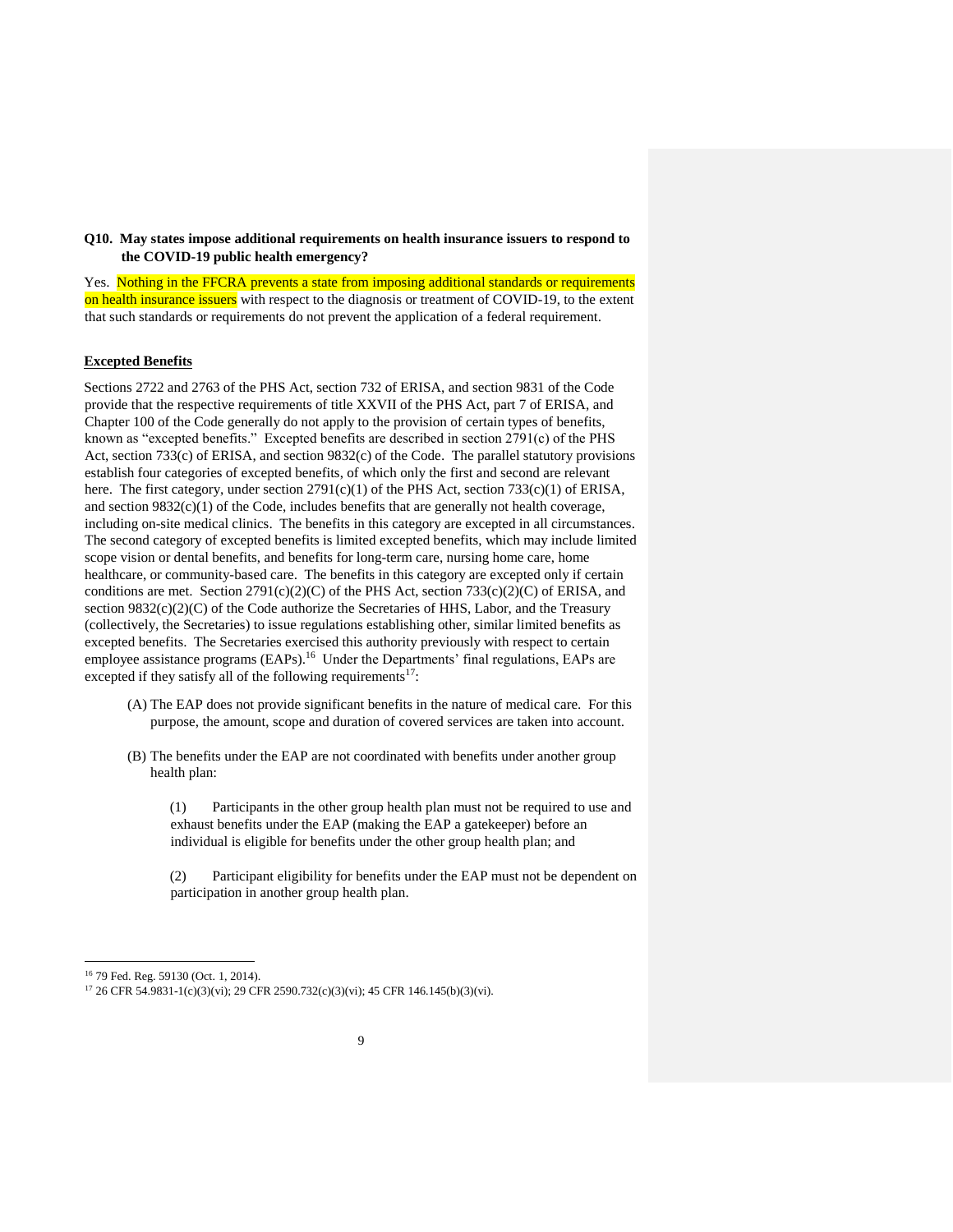**Q10. May states impose additional requirements on health insurance issuers to respond to the COVID-19 public health emergency?**

Yes. Nothing in the FFCRA prevents a state from imposing additional standards or requirements on health insurance issuers with respect to the diagnosis or treatment of COVID-19, to the extent that such standards or requirements do not prevent the application of a federal requirement.

**Excepted Benefits**

Sections 2722 and 2763 of the PHS Act, section 732 of ERISA, and section 9831 of the Code provide that the respective requirements of title XXVII of the PHS Act, part 7 of ERISA, and Chapter 100 of the Code generally do not apply to the provision of certain types of benefits, known as "excepted benefits." Excepted benefits are described in section 2791(c) of the PHS Act, section 733(c) of ERISA, and section 9832(c) of the Code. The parallel statutory provisions establish four categories of excepted benefits, of which only the first and second are relevant here. The first category, under section 2791(c)(1) of the PHS Act, section 733(c)(1) of ERISA, and section 9832(c)(1) of the Code, includes benefits that are generally not health coverage, including on-site medical clinics. The benefits in this category are excepted in all circumstances. The second category of excepted benefits is limited excepted benefits, which may include limited scope vision or dental benefits, and benefits for long-term care, nursing home care, home healthcare, or community-based care. The benefits in this category are excepted only if certain conditions are met. Section 2791(c)(2)(C) of the PHS Act, section 733(c)(2)(C) of ERISA, and section 9832(c)(2)(C) of the Code authorize the Secretaries of HHS, Labor, and the Treasury (collectively, the Secretaries) to issue regulations establishing other, similar limited benefits as excepted benefits. The Secretaries exercised this authority previously with respect to certain employee assistance programs (EAPs).[16] Under the Departments' final regulations, EAPs are excepted if they satisfy all of the following requirements[17]:

(A) The EAP does not provide significant benefits in the nature of medical care. For this purpose, the amount, scope and duration of covered services are taken into account.

(B) The benefits under the EAP are not coordinated with benefits under another group health plan:

(1) Participants in the other group health plan must not be required to use and exhaust benefits under the EAP (making the EAP a gatekeeper) before an individual is eligible for benefits under the other group health plan; and

(2) Participant eligibility for benefits under the EAP must not be dependent on participation in another group health plan.

---

[16] 79 Fed. Reg. 59130 (Oct. 1, 2014).

[17] 26 CFR 54.9831-1(c)(3)(vi); 29 CFR 2590.732(c)(3)(vi); 45 CFR 146.145(b)(3)(vi).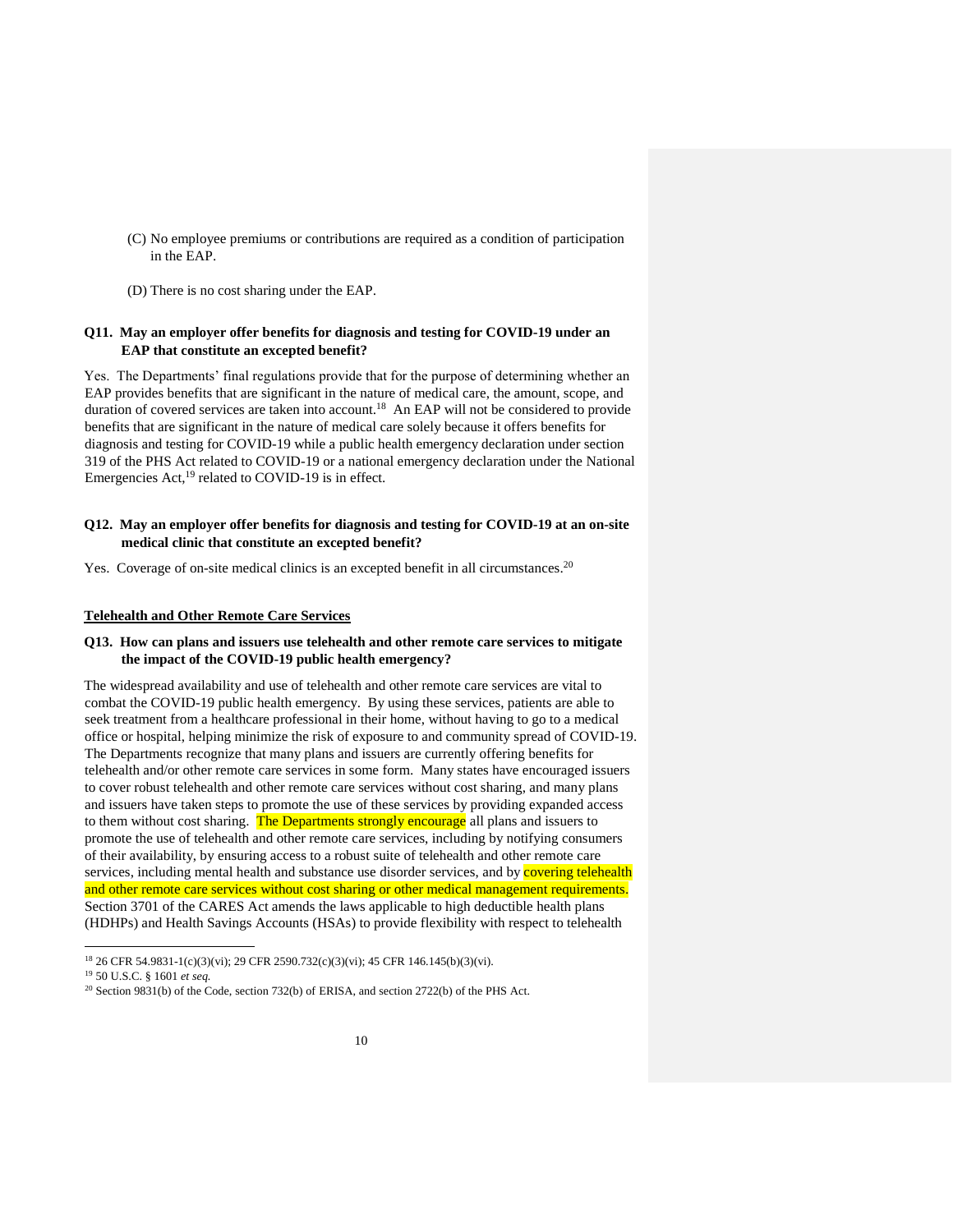(C) No employee premiums or contributions are required as a condition of participation in the EAP.

(D) There is no cost sharing under the EAP.

**Q11. May an employer offer benefits for diagnosis and testing for COVID-19 under an EAP that constitute an excepted benefit?**

Yes. The Departments' final regulations provide that for the purpose of determining whether an EAP provides benefits that are significant in the nature of medical care, the amount, scope, and duration of covered services are taken into account.[18] An EAP will not be considered to provide benefits that are significant in the nature of medical care solely because it offers benefits for diagnosis and testing for COVID-19 while a public health emergency declaration under section 319 of the PHS Act related to COVID-19 or a national emergency declaration under the National Emergencies Act,[19] related to COVID-19 is in effect.

**Q12. May an employer offer benefits for diagnosis and testing for COVID-19 at an on-site medical clinic that constitute an excepted benefit?**

Yes. Coverage of on-site medical clinics is an excepted benefit in all circumstances.[20]

**Telehealth and Other Remote Care Services**

**Q13. How can plans and issuers use telehealth and other remote care services to mitigate the impact of the COVID-19 public health emergency?**

The widespread availability and use of telehealth and other remote care services are vital to combat the COVID-19 public health emergency. By using these services, patients are able to seek treatment from a healthcare professional in their home, without having to go to a medical office or hospital, helping minimize the risk of exposure to and community spread of COVID-19. The Departments recognize that many plans and issuers are currently offering benefits for telehealth and/or other remote care services in some form. Many states have encouraged issuers to cover robust telehealth and other remote care services without cost sharing, and many plans and issuers have taken steps to promote the use of these services by providing expanded access to them without cost sharing. The Departments strongly encourage all plans and issuers to promote the use of telehealth and other remote care services, including by notifying consumers of their availability, by ensuring access to a robust suite of telehealth and other remote care services, including mental health and substance use disorder services, and by covering telehealth and other remote care services without cost sharing or other medical management requirements. Section 3701 of the CARES Act amends the laws applicable to high deductible health plans (HDHPs) and Health Savings Accounts (HSAs) to provide flexibility with respect to telehealth

---

[18] 26 CFR 54.9831-1(c)(3)(vi); 29 CFR 2590.732(c)(3)(vi); 45 CFR 146.145(b)(3)(vi).

[19] 50 U.S.C. § 1601 *et seq.*

[20] Section 9831(b) of the Code, section 732(b) of ERISA, and section 2722(b) of the PHS Act.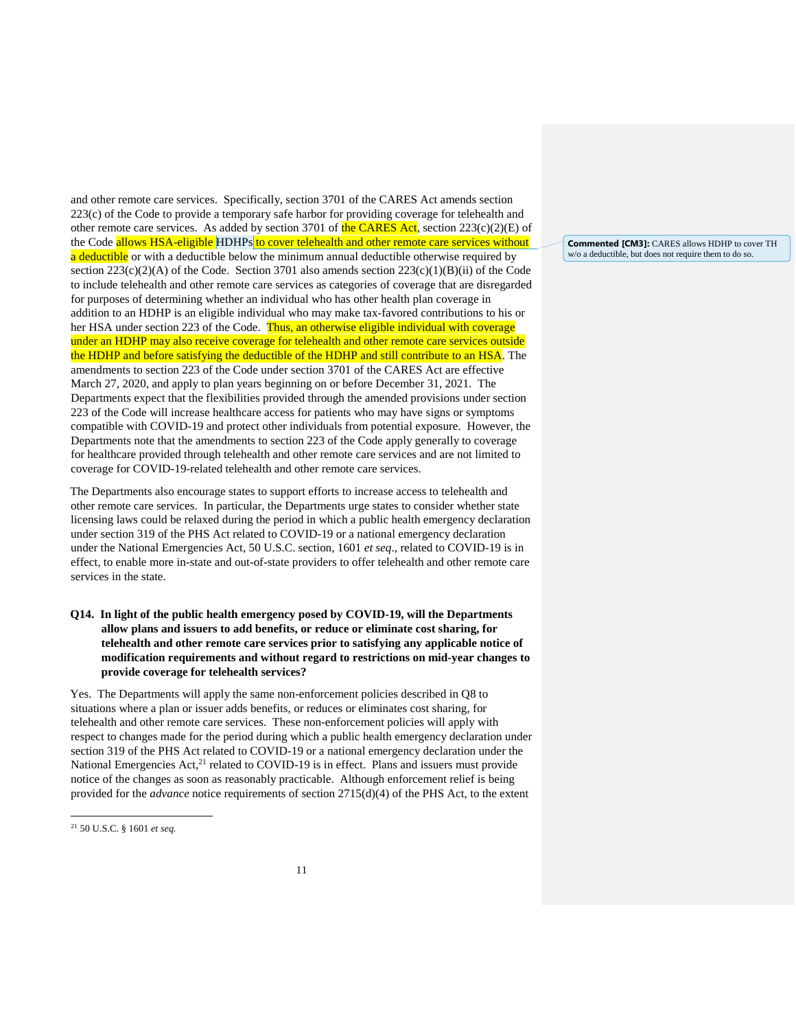and other remote care services. Specifically, section 3701 of the CARES Act amends section 223(c) of the Code to provide a temporary safe harbor for providing coverage for telehealth and other remote care services. As added by section 3701 of the CARES Act, section 223(c)(2)(E) of the Code allows HSA-eligible HDHPs to cover telehealth and other remote care services without a deductible or with a deductible below the minimum annual deductible otherwise required by section 223(c)(2)(A) of the Code. Section 3701 also amends section 223(c)(1)(B)(ii) of the Code to include telehealth and other remote care services as categories of coverage that are disregarded for purposes of determining whether an individual who has other health plan coverage in addition to an HDHP is an eligible individual who may make tax-favored contributions to his or her HSA under section 223 of the Code. Thus, an otherwise eligible individual with coverage under an HDHP may also receive coverage for telehealth and other remote care services outside the HDHP and before satisfying the deductible of the HDHP and still contribute to an HSA. The amendments to section 223 of the Code under section 3701 of the CARES Act are effective March 27, 2020, and apply to plan years beginning on or before December 31, 2021. The Departments expect that the flexibilities provided through the amended provisions under section 223 of the Code will increase healthcare access for patients who may have signs or symptoms compatible with COVID-19 and protect other individuals from potential exposure. However, the Departments note that the amendments to section 223 of the Code apply generally to coverage for healthcare provided through telehealth and other remote care services and are not limited to coverage for COVID-19-related telehealth and other remote care services.

> **Commented [CM3]:** CARES allows HDHP to cover TH w/o a deductible, but does not require them to do so.

The Departments also encourage states to support efforts to increase access to telehealth and other remote care services. In particular, the Departments urge states to consider whether state licensing laws could be relaxed during the period in which a public health emergency declaration under section 319 of the PHS Act related to COVID-19 or a national emergency declaration under the National Emergencies Act, 50 U.S.C. section, 1601 *et seq*., related to COVID-19 is in effect, to enable more in-state and out-of-state providers to offer telehealth and other remote care services in the state.

**Q14. In light of the public health emergency posed by COVID-19, will the Departments allow plans and issuers to add benefits, or reduce or eliminate cost sharing, for telehealth and other remote care services prior to satisfying any applicable notice of modification requirements and without regard to restrictions on mid-year changes to provide coverage for telehealth services?**

Yes. The Departments will apply the same non-enforcement policies described in Q8 to situations where a plan or issuer adds benefits, or reduces or eliminates cost sharing, for telehealth and other remote care services. These non-enforcement policies will apply with respect to changes made for the period during which a public health emergency declaration under section 319 of the PHS Act related to COVID-19 or a national emergency declaration under the National Emergencies Act,[21] related to COVID-19 is in effect. Plans and issuers must provide notice of the changes as soon as reasonably practicable. Although enforcement relief is being provided for the *advance* notice requirements of section 2715(d)(4) of the PHS Act, to the extent

[21] 50 U.S.C. § 1601 *et seq.*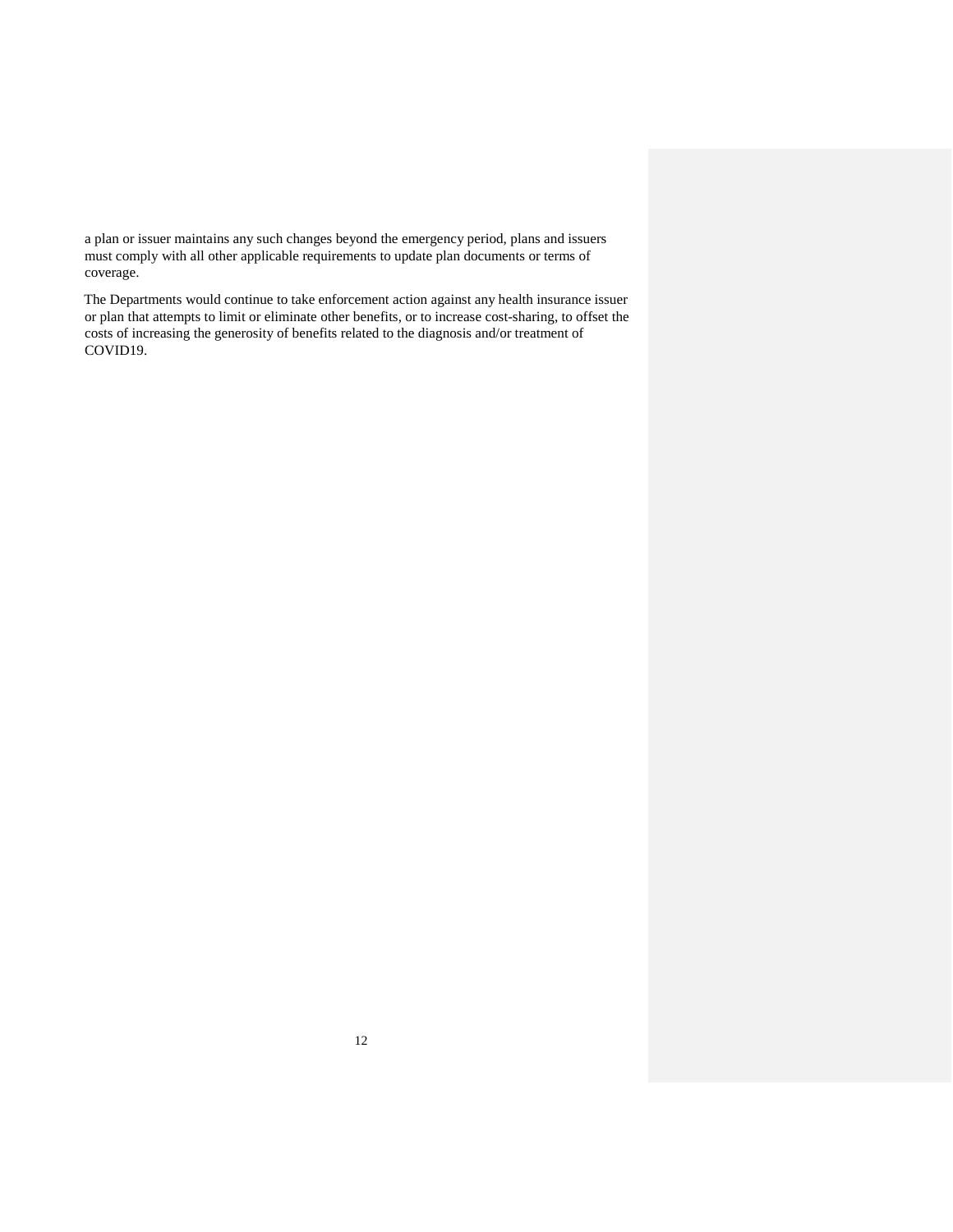a plan or issuer maintains any such changes beyond the emergency period, plans and issuers must comply with all other applicable requirements to update plan documents or terms of coverage.

The Departments would continue to take enforcement action against any health insurance issuer or plan that attempts to limit or eliminate other benefits, or to increase cost-sharing, to offset the costs of increasing the generosity of benefits related to the diagnosis and/or treatment of COVID19.